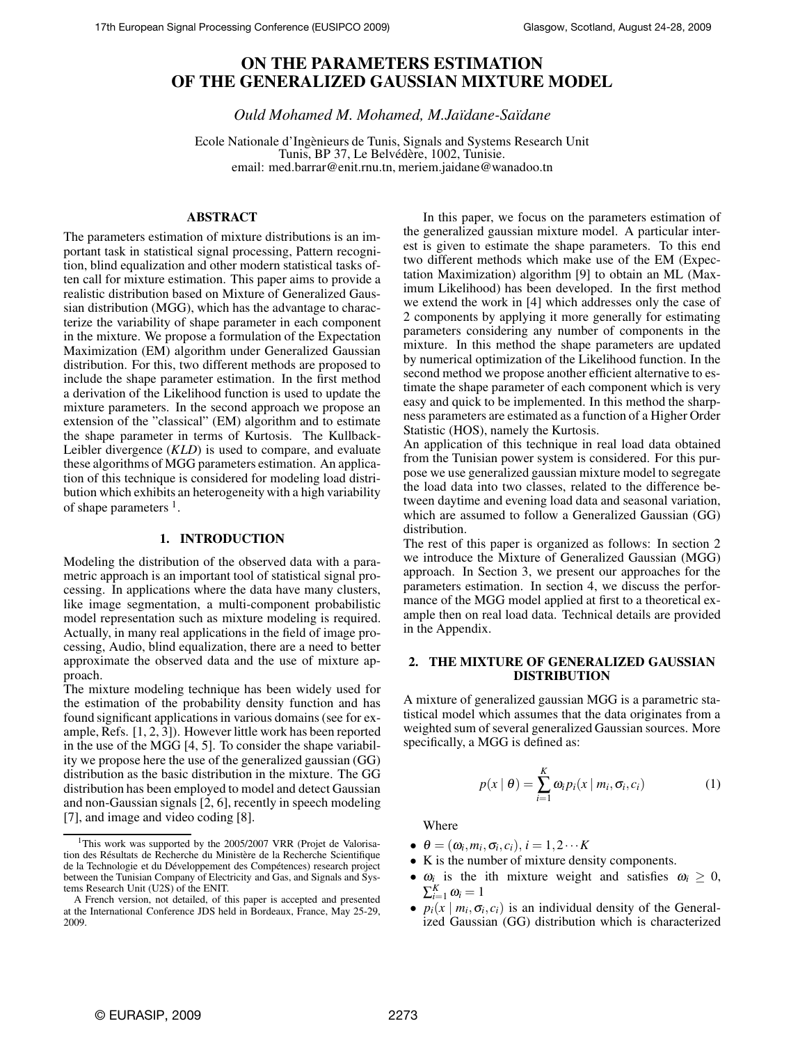# ON THE PARAMETERS ESTIMATION OF THE GENERALIZED GAUSSIAN MIXTURE MODEL

*Ould Mohamed M. Mohamed, M.Jaïdane-Saïdane*

Ecole Nationale d'Ingènieurs de Tunis, Signals and Systems Research Unit
Tunis, BP 37, Le Belvédère, 1002, Tunisie.
email: med.barrar@enit.rnu.tn, meriem.jaidane@wanadoo.tn

## ABSTRACT

The parameters estimation of mixture distributions is an important task in statistical signal processing, Pattern recognition, blind equalization and other modern statistical tasks often call for mixture estimation. This paper aims to provide a realistic distribution based on Mixture of Generalized Gaussian distribution (MGG), which has the advantage to characterize the variability of shape parameter in each component in the mixture. We propose a formulation of the Expectation Maximization (EM) algorithm under Generalized Gaussian distribution. For this, two different methods are proposed to include the shape parameter estimation. In the first method a derivation of the Likelihood function is used to update the mixture parameters. In the second approach we propose an extension of the "classical" (EM) algorithm and to estimate the shape parameter in terms of Kurtosis. The Kullback-Leibler divergence (*KLD*) is used to compare, and evaluate these algorithms of MGG parameters estimation. An application of this technique is considered for modeling load distribution which exhibits an heterogeneity with a high variability of shape parameters [1].

## 1. INTRODUCTION

Modeling the distribution of the observed data with a parametric approach is an important tool of statistical signal processing. In applications where the data have many clusters, like image segmentation, a multi-component probabilistic model representation such as mixture modeling is required. Actually, in many real applications in the field of image processing, Audio, blind equalization, there are a need to better approximate the observed data and the use of mixture approach.

The mixture modeling technique has been widely used for the estimation of the probability density function and has found significant applications in various domains (see for example, Refs. [1, 2, 3]). However little work has been reported in the use of the MGG [4, 5]. To consider the shape variability we propose here the use of the generalized gaussian (GG) distribution as the basic distribution in the mixture. The GG distribution has been employed to model and detect Gaussian and non-Gaussian signals [2, 6], recently in speech modeling [7], and image and video coding [8].

In this paper, we focus on the parameters estimation of the generalized gaussian mixture model. A particular interest is given to estimate the shape parameters. To this end two different methods which make use of the EM (Expectation Maximization) algorithm [9] to obtain an ML (Maximum Likelihood) has been developed. In the first method we extend the work in [4] which addresses only the case of 2 components by applying it more generally for estimating parameters considering any number of components in the mixture. In this method the shape parameters are updated by numerical optimization of the Likelihood function. In the second method we propose another efficient alternative to estimate the shape parameter of each component which is very easy and quick to be implemented. In this method the sharpness parameters are estimated as a function of a Higher Order Statistic (HOS), namely the Kurtosis.

An application of this technique in real load data obtained from the Tunisian power system is considered. For this purpose we use generalized gaussian mixture model to segregate the load data into two classes, related to the difference between daytime and evening load data and seasonal variation, which are assumed to follow a Generalized Gaussian (GG) distribution.

The rest of this paper is organized as follows: In section 2 we introduce the Mixture of Generalized Gaussian (MGG) approach. In Section 3, we present our approaches for the parameters estimation. In section 4, we discuss the performance of the MGG model applied at first to a theoretical example then on real load data. Technical details are provided in the Appendix.

## 2. THE MIXTURE OF GENERALIZED GAUSSIAN DISTRIBUTION

A mixture of generalized gaussian MGG is a parametric statistical model which assumes that the data originates from a weighted sum of several generalized Gaussian sources. More specifically, a MGG is defined as:

$$p(x \mid \theta) = \sum_{i=1}^{K} \omega_i p_i(x \mid m_i, \sigma_i, c_i) \qquad (1)$$

Where

- $\theta = (\omega_i, m_i, \sigma_i, c_i),\ i = 1, 2 \cdots K$
- K is the number of mixture density components.
- $\omega_i$ is the ith mixture weight and satisfies $\omega_i \geq 0$, $\sum_{i=1}^{K} \omega_i = 1$
- $p_i(x \mid m_i, \sigma_i, c_i)$ is an individual density of the Generalized Gaussian (GG) distribution which is characterized

---

[1] This work was supported by the 2005/2007 VRR (Projet de Valorisation des Résultats de Recherche du Ministère de la Recherche Scientifique de la Technologie et du Développement des Compétences) research project between the Tunisian Company of Electricity and Gas, and Signals and Systems Research Unit (U2S) of the ENIT.

A French version, not detailed, of this paper is accepted and presented at the International Conference JDS held in Bordeaux, France, May 25-29, 2009.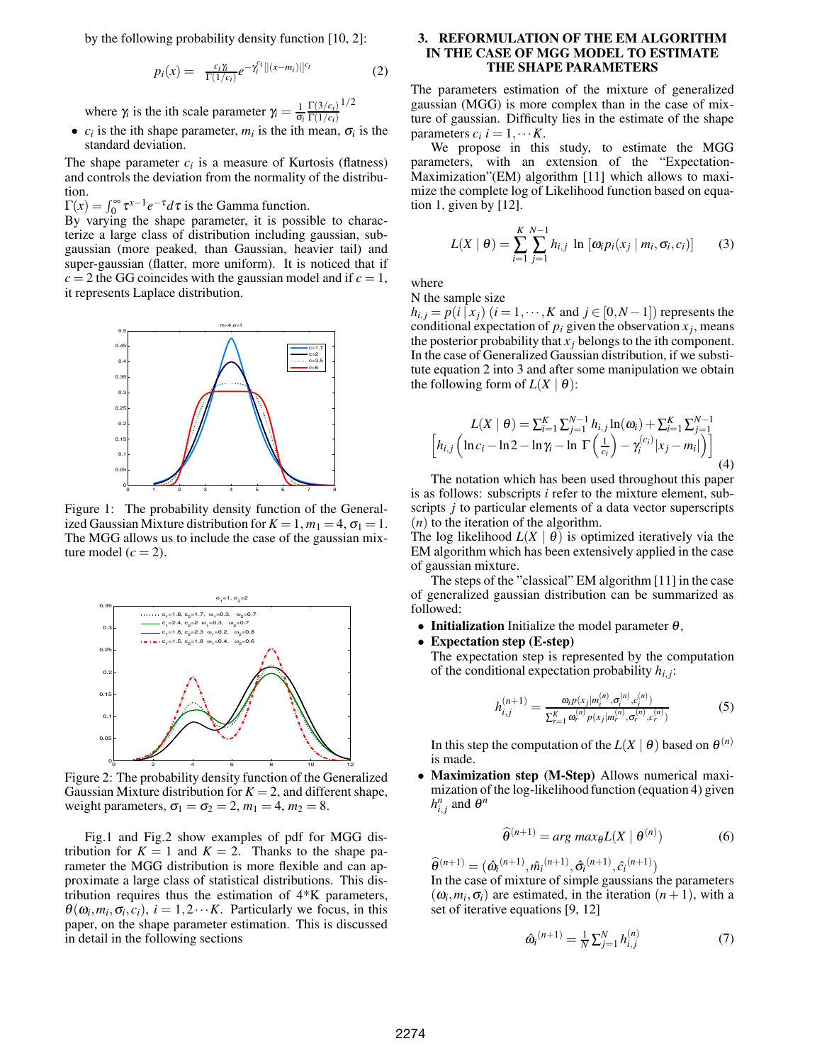by the following probability density function [10, 2]:

$$p_i(x) = \frac{c_i \gamma_i}{\Gamma(1/c_i)} e^{-\gamma_i^{c_i}[|(x-m_i)|]^{c_i}} \quad (2)$$

where $\gamma_i$ is the ith scale parameter $\gamma_i = \frac{1}{\sigma_i}\frac{\Gamma(3/c_i)}{\Gamma(1/c_i)}^{1/2}$

- $c_i$ is the ith shape parameter, $m_i$ is the ith mean, $\sigma_i$ is the standard deviation.

The shape parameter $c_i$ is a measure of Kurtosis (flatness) and controls the deviation from the normality of the distribution.

$\Gamma(x) = \int_0^\infty \tau^{x-1} e^{-\tau} d\tau$ is the Gamma function.

By varying the shape parameter, it is possible to characterize a large class of distribution including gaussian, sub-gaussian (more peaked, than Gaussian, heavier tail) and super-gaussian (flatter, more uniform). It is noticed that if $c = 2$ the GG coincides with the gaussian model and if $c = 1$, it represents Laplace distribution.

Figure 1: The probability density function of the Generalized Gaussian Mixture distribution for $K = 1$, $m_1 = 4$, $\sigma_1 = 1$. The MGG allows us to include the case of the gaussian mixture model ($c = 2$).

Figure 2: The probability density function of the Generalized Gaussian Mixture distribution for $K = 2$, and different shape, weight parameters, $\sigma_1 = \sigma_2 = 2$, $m_1 = 4$, $m_2 = 8$.

Fig.1 and Fig.2 show examples of pdf for MGG distribution for $K = 1$ and $K = 2$. Thanks to the shape parameter the MGG distribution is more flexible and can approximate a large class of statistical distributions. This distribution requires the estimation of 4*K parameters, $\theta(\omega_i, m_i, \sigma_i, c_i)$, $i = 1, 2 \cdots K$. Particularly we focus, in this paper, on the shape parameter estimation. This is discussed in detail in the following sections

## 3. REFORMULATION OF THE EM ALGORITHM IN THE CASE OF MGG MODEL TO ESTIMATE THE SHAPE PARAMETERS

The parameters estimation of the mixture of generalized gaussian (MGG) is more complex than in the case of mixture of gaussian. Difficulty lies in the estimate of the shape parameters $c_i$ $i = 1, \cdots K$.

We propose in this study, to estimate the MGG parameters, with an extension of the "Expectation-Maximization"(EM) algorithm [11] which allows to maximize the complete log of Likelihood function based on equation 1, given by [12].

$$L(X \mid \theta) = \sum_{i=1}^{K} \sum_{j=1}^{N-1} h_{i,j} \ \ln\left[\omega_i p_i(x_j \mid m_i, \sigma_i, c_i)\right] \quad (3)$$

where

N the sample size

$h_{i,j} = p(i \mid x_j)$ ($i = 1, \cdots, K$ and $j \in [0, N-1]$) represents the conditional expectation of $p_i$ given the observation $x_j$, means the posterior probability that $x_j$ belongs to the ith component. In the case of Generalized Gaussian distribution, if we substitute equation 2 into 3 and after some manipulation we obtain the following form of $L(X \mid \theta)$:

$$L(X \mid \theta) = \sum_{i=1}^{K} \sum_{j=1}^{N-1} h_{i,j} \ln(\omega_i) + \sum_{i=1}^{K} \sum_{j=1}^{N-1} \left[h_{i,j}\left(\ln c_i - \ln 2 - \ln \gamma_i - \ln\ \Gamma\left(\frac{1}{c_i}\right) - \gamma_i^{(c_i)} |x_j - m_i|\right)\right] \quad (4)$$

The notation which has been used throughout this paper is as follows: subscripts $i$ refer to the mixture element, subscripts $j$ to particular elements of a data vector superscripts $(n)$ to the iteration of the algorithm.

The log likelihood $L(X \mid \theta)$ is optimized iteratively via the EM algorithm which has been extensively applied in the case of gaussian mixture.

The steps of the "classical" EM algorithm [11] in the case of generalized gaussian distribution can be summarized as followed:

- **Initialization** Initialize the model parameter $\theta$,
- **Expectation step (E-step)**

  The expectation step is represented by the computation of the conditional expectation probability $h_{i,j}$:

  $$h_{i,j}^{(n+1)} = \frac{\omega_i p(x_j | m_i^{(n)}, \sigma_i^{(n)}, c_i^{(n)})}{\sum_{r=1}^{K} \omega_r^{(n)} p(x_j | m_r^{(n)}, \sigma_r^{(n)}, c_r^{(n)})} \quad (5)$$

  In this step the computation of the $L(X \mid \theta)$ based on $\theta^{(n)}$ is made.

- **Maximization step (M-Step)** Allows numerical maximization of the log-likelihood function (equation 4) given $h_{i,j}^{n}$ and $\theta^{n}$

  $$\widehat{\theta}^{(n+1)} = arg\ max_\theta L(X \mid \theta^{(n)}) \quad (6)$$

  $\widehat{\theta}^{(n+1)} = (\hat{\omega_i}^{(n+1)}, \hat{m_i}^{(n+1)}, \hat{\sigma_i}^{(n+1)}, \hat{c_i}^{(n+1)})$

  In the case of mixture of simple gaussians the parameters $(\omega_i, m_i, \sigma_i)$ are estimated, in the iteration $(n+1)$, with a set of iterative equations [9, 12]

  $$\hat{\omega_i}^{(n+1)} = \frac{1}{N} \sum_{j=1}^{N} h_{i,j}^{(n)} \quad (7)$$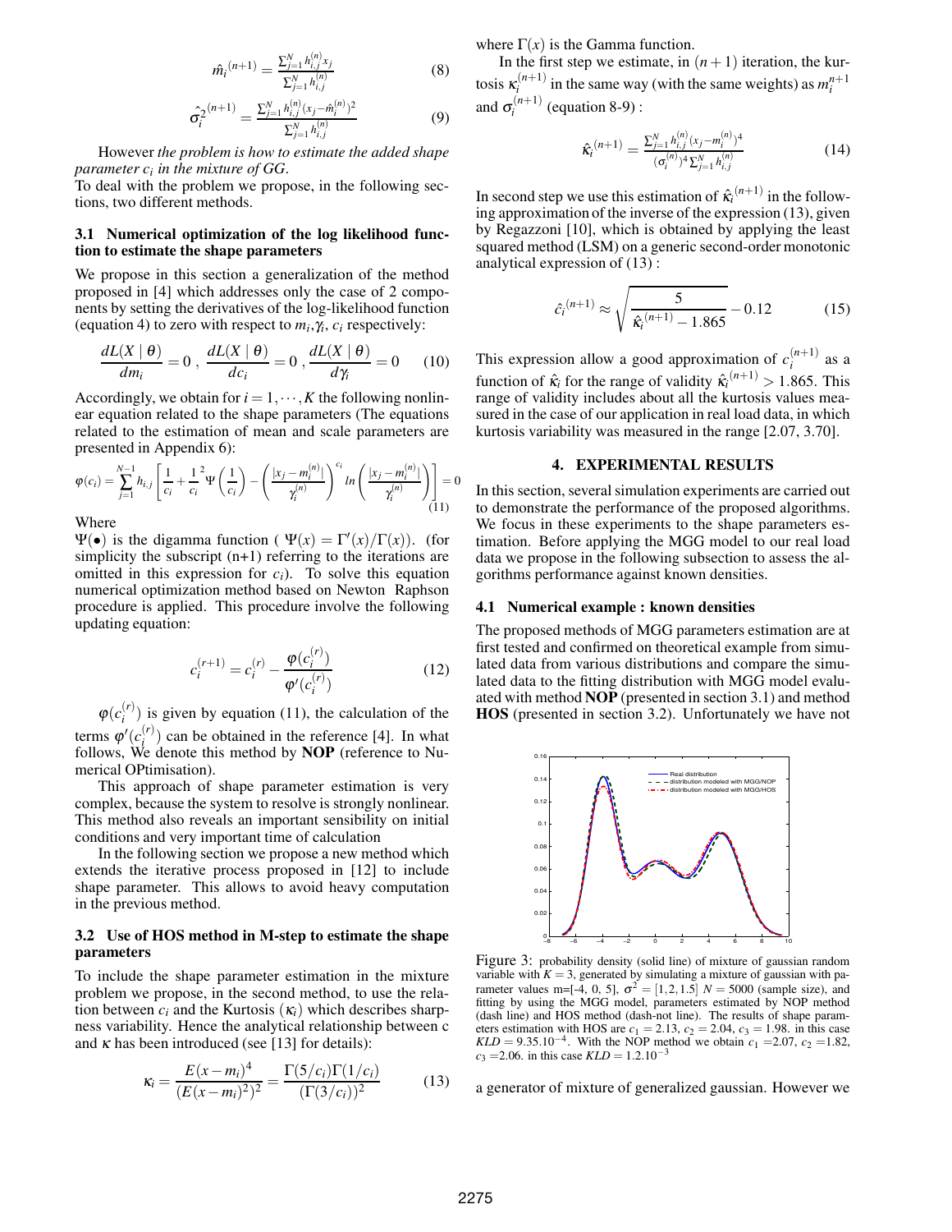$$\hat{m_i}^{(n+1)} = \frac{\sum_{j=1}^{N} h_{i,j}^{(n)} x_j}{\sum_{j=1}^{N} h_{i,j}^{(n)}} \quad (8)$$

$$\hat{\sigma_i^2}^{(n+1)} = \frac{\sum_{j=1}^{N} h_{i,j}^{(n)} (x_j - \hat{m_i}^{(n)})^2}{\sum_{j=1}^{N} h_{i,j}^{(n)}} \quad (9)$$

However *the problem is how to estimate the added shape parameter $c_i$ in the mixture of GG*.
To deal with the problem we propose, in the following sections, two different methods.

### 3.1 Numerical optimization of the log likelihood function to estimate the shape parameters

We propose in this section a generalization of the method proposed in [4] which addresses only the case of 2 components by setting the derivatives of the log-likelihood function (equation 4) to zero with respect to $m_i, \gamma_i$, $c_i$ respectively:

$$\frac{dL(X \mid \theta)}{dm_i} = 0 \ , \ \frac{dL(X \mid \theta)}{dc_i} = 0 \ , \frac{dL(X \mid \theta)}{d\gamma_i} = 0 \quad (10)$$

Accordingly, we obtain for $i = 1, \cdots, K$ the following nonlinear equation related to the shape parameters (The equations related to the estimation of mean and scale parameters are presented in Appendix 6):

$$\varphi(c_i) = \sum_{j=1}^{N-1} h_{i,j} \left[ \frac{1}{c_i} + \frac{1}{c_i}^2 \Psi\left(\frac{1}{c_i}\right) - \left(\frac{|x_j - m_i^{(n)}|}{\gamma_i^{(n)}}\right)^{c_i} ln\left(\frac{|x_j - m_i^{(n)}|}{\gamma_i^{(n)}}\right)\right] = 0 \quad (11)$$

Where
$\Psi(\bullet)$ is the digamma function ( $\Psi(x) = \Gamma'(x)/\Gamma(x)$). (for simplicity the subscript (n+1) referring to the iterations are omitted in this expression for $c_i$). To solve this equation numerical optimization method based on Newton Raphson procedure is applied. This procedure involve the following updating equation:

$$c_i^{(r+1)} = c_i^{(r)} - \frac{\varphi(c_i^{(r)})}{\varphi'(c_i^{(r)})} \quad (12)$$

$\varphi(c_i^{(r)})$ is given by equation (11), the calculation of the terms $\varphi'(c_i^{(r)})$ can be obtained in the reference [4]. In what follows, We denote this method by **NOP** (reference to Numerical OPtimisation).

This approach of shape parameter estimation is very complex, because the system to resolve is strongly nonlinear. This method also reveals an important sensibility on initial conditions and very important time of calculation

In the following section we propose a new method which extends the iterative process proposed in [12] to include shape parameter. This allows to avoid heavy computation in the previous method.

### 3.2 Use of HOS method in M-step to estimate the shape parameters

To include the shape parameter estimation in the mixture problem we propose, in the second method, to use the relation between $c_i$ and the Kurtosis ($\kappa_i$) which describes sharpness variability. Hence the analytical relationship between c and $\kappa$ has been introduced (see [13] for details):

$$\kappa_i = \frac{E(x - m_i)^4}{(E(x - m_i)^2)^2} = \frac{\Gamma(5/c_i)\Gamma(1/c_i)}{(\Gamma(3/c_i))^2} \quad (13)$$

where $\Gamma(x)$ is the Gamma function.

In the first step we estimate, in $(n+1)$ iteration, the kurtosis $\kappa_i^{(n+1)}$ in the same way (with the same weights) as $m_i^{n+1}$ and $\sigma_i^{(n+1)}$ (equation 8-9) :

$$\hat{\kappa_i}^{(n+1)} = \frac{\sum_{j=1}^{N} h_{i,j}^{(n)} (x_j - m_i^{(n)})^4}{(\sigma_i^{(n)})^4 \sum_{j=1}^{N} h_{i,j}^{(n)}} \quad (14)$$

In second step we use this estimation of $\hat{\kappa_i}^{(n+1)}$ in the following approximation of the inverse of the expression (13), given by Regazzoni [10], which is obtained by applying the least squared method (LSM) on a generic second-order monotonic analytical expression of (13) :

$$\hat{c_i}^{(n+1)} \approx \sqrt{\frac{5}{\hat{\kappa_i}^{(n+1)} - 1.865}} - 0.12 \quad (15)$$

This expression allow a good approximation of $c_i^{(n+1)}$ as a function of $\hat{\kappa_i}$ for the range of validity $\hat{\kappa_i}^{(n+1)} > 1.865$. This range of validity includes about all the kurtosis values measured in the case of our application in real load data, in which kurtosis variability was measured in the range [2.07, 3.70].

## 4. EXPERIMENTAL RESULTS

In this section, several simulation experiments are carried out to demonstrate the performance of the proposed algorithms. We focus in these experiments to the shape parameters estimation. Before applying the MGG model to our real load data we propose in the following subsection to assess the algorithms performance against known densities.

### 4.1 Numerical example : known densities

The proposed methods of MGG parameters estimation are at first tested and confirmed on theoretical example from simulated data from various distributions and compare the simulated data to the fitting distribution with MGG model evaluated with method **NOP** (presented in section 3.1) and method **HOS** (presented in section 3.2). Unfortunately we have not a generator of mixture of generalized gaussian. However we

Figure 3: probability density (solid line) of mixture of gaussian random variable with $K = 3$, generated by simulating a mixture of gaussian with parameter values m=[-4, 0, 5], $\sigma^2 = [1, 2, 1.5]$ $N = 5000$ (sample size), and fitting by using the MGG model, parameters estimated by NOP method (dash line) and HOS method (dash-not line). The results of shape parameters estimation with HOS are $c_1 = 2.13$, $c_2 = 2.04$, $c_3 = 1.98$. in this case $KLD = 9.35.10^{-4}$. With the NOP method we obtain $c_1$ =2.07, $c_2$ = 1.82, $c_3$ =2.06. in this case $KLD = 1.2.10^{-3}$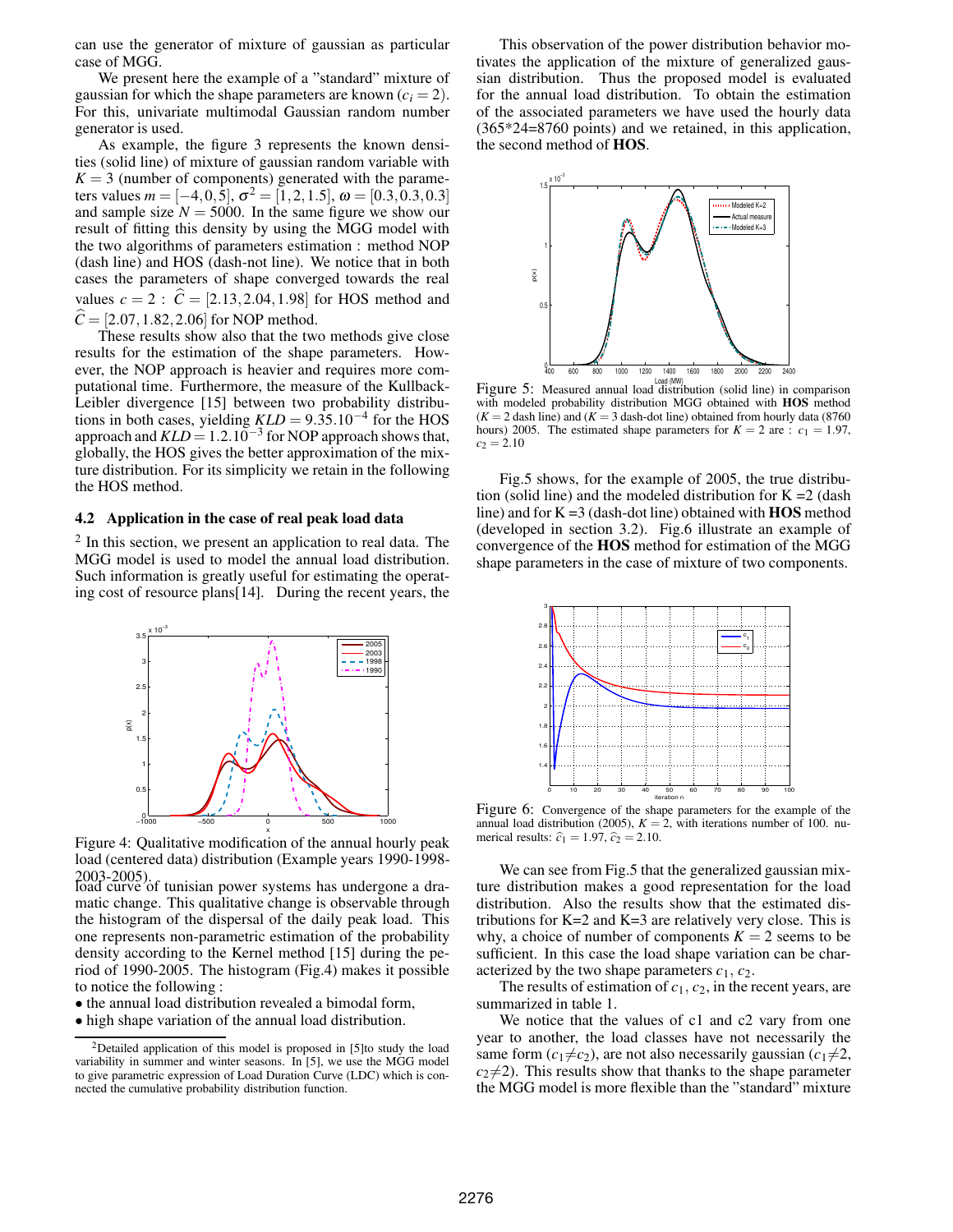can use the generator of mixture of gaussian as particular case of MGG.

We present here the example of a "standard" mixture of gaussian for which the shape parameters are known ($c_i = 2$). For this, univariate multimodal Gaussian random number generator is used.

As example, the figure 3 represents the known densities (solid line) of mixture of gaussian random variable with $K = 3$ (number of components) generated with the parameters values $m = [-4, 0, 5]$, $\sigma^2 = [1, 2, 1.5]$, $\omega = [0.3, 0.3, 0.3]$ and sample size $N = 5000$. In the same figure we show our result of fitting this density by using the MGG model with the two algorithms of parameters estimation : method NOP (dash line) and HOS (dash-not line). We notice that in both cases the parameters of shape converged towards the real values $c = 2$ : $\widehat{C} = [2.13, 2.04, 1.98]$ for HOS method and $\widehat{C} = [2.07, 1.82, 2.06]$ for NOP method.

These results show also that the two methods give close results for the estimation of the shape parameters. However, the NOP approach is heavier and requires more computational time. Furthermore, the measure of the Kullback-Leibler divergence [15] between two probability distributions in both cases, yielding $KLD = 9.35.10^{-4}$ for the HOS approach and $KLD = 1.2.10^{-3}$ for NOP approach shows that, globally, the HOS gives the better approximation of the mixture distribution. For its simplicity we retain in the following the HOS method.

### 4.2 Application in the case of real peak load data

[2] In this section, we present an application to real data. The MGG model is used to model the annual load distribution. Such information is greatly useful for estimating the operating cost of resource plans[14]. During the recent years, the load curve of tunisian power systems has undergone a dramatic change. This qualitative change is observable through the histogram of the dispersal of the daily peak load. This one represents non-parametric estimation of the probability density according to the Kernel method [15] during the period of 1990-2005. The histogram (Fig.4) makes it possible to notice the following :

- the annual load distribution revealed a bimodal form,
- high shape variation of the annual load distribution.

Figure 4: Qualitative modification of the annual hourly peak load (centered data) distribution (Example years 1990-1998-2003-2005).

[2]Detailed application of this model is proposed in [5]to study the load variability in summer and winter seasons. In [5], we use the MGG model to give parametric expression of Load Duration Curve (LDC) which is connected the cumulative probability distribution function.

This observation of the power distribution behavior motivates the application of the mixture of generalized gaussian distribution. Thus the proposed model is evaluated for the annual load distribution. To obtain the estimation of the associated parameters we have used the hourly data (365*24=8760 points) and we retained, in this application, the second method of **HOS**.

Figure 5: Measured annual load distribution (solid line) in comparison with modeled probability distribution MGG obtained with **HOS** method ($K = 2$ dash line) and ($K = 3$ dash-dot line) obtained from hourly data (8760 hours) 2005. The estimated shape parameters for $K = 2$ are : $c_1 = 1.97$, $c_2 = 2.10$

Fig.5 shows, for the example of 2005, the true distribution (solid line) and the modeled distribution for K =2 (dash line) and for K =3 (dash-dot line) obtained with **HOS** method (developed in section 3.2). Fig.6 illustrate an example of convergence of the **HOS** method for estimation of the MGG shape parameters in the case of mixture of two components.

Figure 6: Convergence of the shape parameters for the example of the annual load distribution (2005), $K = 2$, with iterations number of 100. numerical results: $\widehat{c}_1 = 1.97$, $\widehat{c}_2 = 2.10$.

We can see from Fig.5 that the generalized gaussian mixture distribution makes a good representation for the load distribution. Also the results show that the estimated distributions for K=2 and K=3 are relatively very close. This is why, a choice of number of components $K = 2$ seems to be sufficient. In this case the load shape variation can be characterized by the two shape parameters $c_1$, $c_2$.

The results of estimation of $c_1$, $c_2$, in the recent years, are summarized in table 1.

We notice that the values of c1 and c2 vary from one year to another, the load classes have not necessarily the same form ($c_1 \neq c_2$), are not also necessarily gaussian ($c_1 \neq 2$, $c_2 \neq 2$). This results show that thanks to the shape parameter the MGG model is more flexible than the "standard" mixture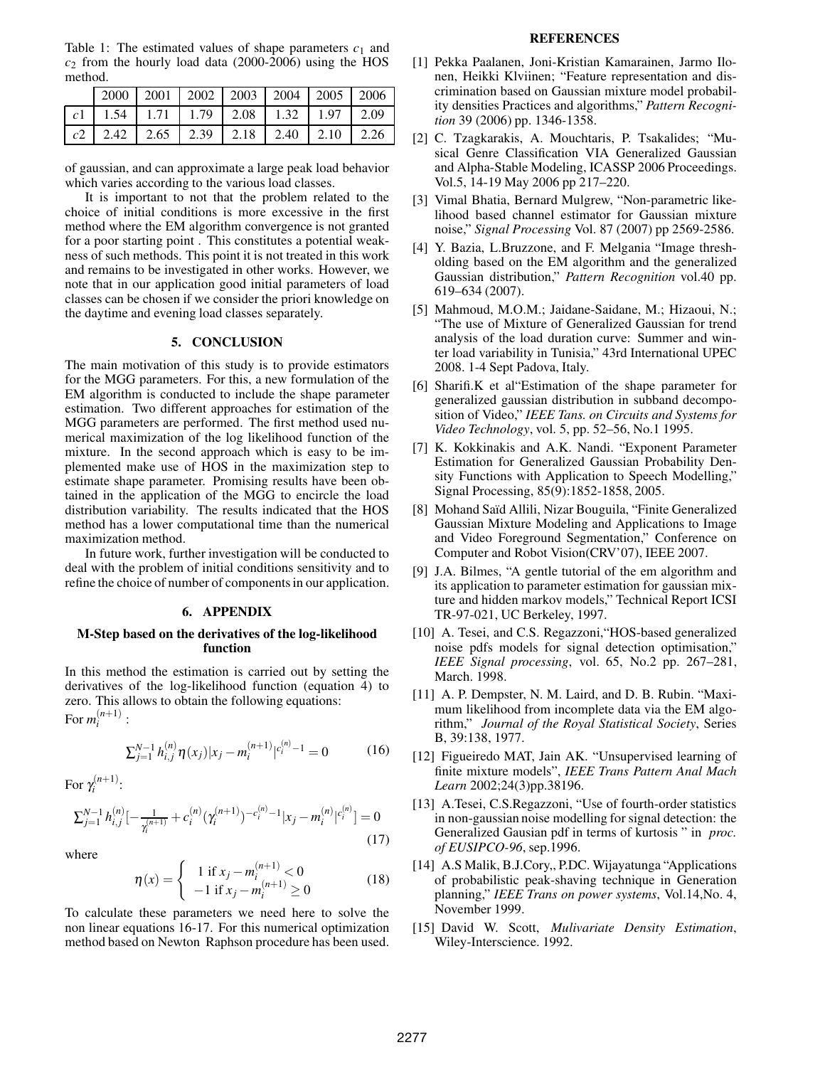Table 1: The estimated values of shape parameters $c_1$ and $c_2$ from the hourly load data (2000-2006) using the HOS method.

| | 2000 | 2001 | 2002 | 2003 | 2004 | 2005 | 2006 |
|---|---|---|---|---|---|---|---|
| $c1$ | 1.54 | 1.71 | 1.79 | 2.08 | 1.32 | 1.97 | 2.09 |
| $c2$ | 2.42 | 2.65 | 2.39 | 2.18 | 2.40 | 2.10 | 2.26 |

of gaussian, and can approximate a large peak load behavior which varies according to the various load classes.

It is important to not that the problem related to the choice of initial conditions is more excessive in the first method where the EM algorithm convergence is not granted for a poor starting point . This constitutes a potential weakness of such methods. This point it is not treated in this work and remains to be investigated in other works. However, we note that in our application good initial parameters of load classes can be chosen if we consider the priori knowledge on the daytime and evening load classes separately.

## 5. CONCLUSION

The main motivation of this study is to provide estimators for the MGG parameters. For this, a new formulation of the EM algorithm is conducted to include the shape parameter estimation. Two different approaches for estimation of the MGG parameters are performed. The first method used numerical maximization of the log likelihood function of the mixture. In the second approach which is easy to be implemented make use of HOS in the maximization step to estimate shape parameter. Promising results have been obtained in the application of the MGG to encircle the load distribution variability. The results indicated that the HOS method has a lower computational time than the numerical maximization method.

In future work, further investigation will be conducted to deal with the problem of initial conditions sensitivity and to refine the choice of number of components in our application.

## 6. APPENDIX

### M-Step based on the derivatives of the log-likelihood function

In this method the estimation is carried out by setting the derivatives of the log-likelihood function (equation 4) to zero. This allows to obtain the following equations:

For $m_i^{(n+1)}$ :

$$\sum_{j=1}^{N-1} h_{i,j}^{(n)} \eta(x_j) |x_j - m_i^{(n+1)}|^{c_i^{(n)}-1} = 0 \tag{16}$$

For $\gamma_i^{(n+1)}$:

$$\sum_{j=1}^{N-1} h_{i,j}^{(n)} [-\frac{1}{\gamma_i^{(n+1)}} + c_i^{(n)} (\gamma_i^{(n+1)})^{-c_i^{(n)}-1} |x_j - m_i^{(n)}|^{c_i^{(n)}}] = 0 \tag{17}$$

where

$$\eta(x) = \begin{cases} 1 \text{ if } x_j - m_i^{(n+1)} < 0 \\ -1 \text{ if } x_j - m_i^{(n+1)} \geq 0 \end{cases} \tag{18}$$

To calculate these parameters we need here to solve the non linear equations 16-17. For this numerical optimization method based on Newton Raphson procedure has been used.

## REFERENCES

[1] Pekka Paalanen, Joni-Kristian Kamarainen, Jarmo Ilonen, Heikki Klviinen; "Feature representation and discrimination based on Gaussian mixture model probability densities Practices and algorithms," *Pattern Recognition* 39 (2006) pp. 1346-1358.

[2] C. Tzagkarakis, A. Mouchtaris, P. Tsakalides; "Musical Genre Classification VIA Generalized Gaussian and Alpha-Stable Modeling, ICASSP 2006 Proceedings. Vol.5, 14-19 May 2006 pp 217–220.

[3] Vimal Bhatia, Bernard Mulgrew, "Non-parametric likelihood based channel estimator for Gaussian mixture noise," *Signal Processing* Vol. 87 (2007) pp 2569-2586.

[4] Y. Bazia, L.Bruzzone, and F. Melgania "Image thresholding based on the EM algorithm and the generalized Gaussian distribution," *Pattern Recognition* vol.40 pp. 619–634 (2007).

[5] Mahmoud, M.O.M.; Jaidane-Saidane, M.; Hizaoui, N.; "The use of Mixture of Generalized Gaussian for trend analysis of the load duration curve: Summer and winter load variability in Tunisia," 43rd International UPEC 2008. 1-4 Sept Padova, Italy.

[6] Sharifi.K et al"Estimation of the shape parameter for generalized gaussian distribution in subband decomposition of Video," *IEEE Tans. on Circuits and Systems for Video Technology*, vol. 5, pp. 52–56, No.1 1995.

[7] K. Kokkinakis and A.K. Nandi. "Exponent Parameter Estimation for Generalized Gaussian Probability Density Functions with Application to Speech Modelling," Signal Processing, 85(9):1852-1858, 2005.

[8] Mohand Saïd Allili, Nizar Bouguila, "Finite Generalized Gaussian Mixture Modeling and Applications to Image and Video Foreground Segmentation," Conference on Computer and Robot Vision(CRV'07), IEEE 2007.

[9] J.A. Bilmes, "A gentle tutorial of the em algorithm and its application to parameter estimation for gaussian mixture and hidden markov models," Technical Report ICSI TR-97-021, UC Berkeley, 1997.

[10] A. Tesei, and C.S. Regazzoni,"HOS-based generalized noise pdfs models for signal detection optimisation," *IEEE Signal processing*, vol. 65, No.2 pp. 267–281, March. 1998.

[11] A. P. Dempster, N. M. Laird, and D. B. Rubin. "Maximum likelihood from incomplete data via the EM algorithm," *Journal of the Royal Statistical Society*, Series B, 39:138, 1977.

[12] Figueiredo MAT, Jain AK. "Unsupervised learning of finite mixture models", *IEEE Trans Pattern Anal Mach Learn* 2002;24(3)pp.38196.

[13] A.Tesei, C.S.Regazzoni, "Use of fourth-order statistics in non-gaussian noise modelling for signal detection: the Generalized Gausian pdf in terms of kurtosis " in *proc. of EUSIPCO-96*, sep.1996.

[14] A.S Malik, B.J.Cory,, P.DC. Wijayatunga "Applications of probabilistic peak-shaving technique in Generation planning," *IEEE Trans on power systems*, Vol.14,No. 4, November 1999.

[15] David W. Scott, *Mulivariate Density Estimation*, Wiley-Interscience. 1992.